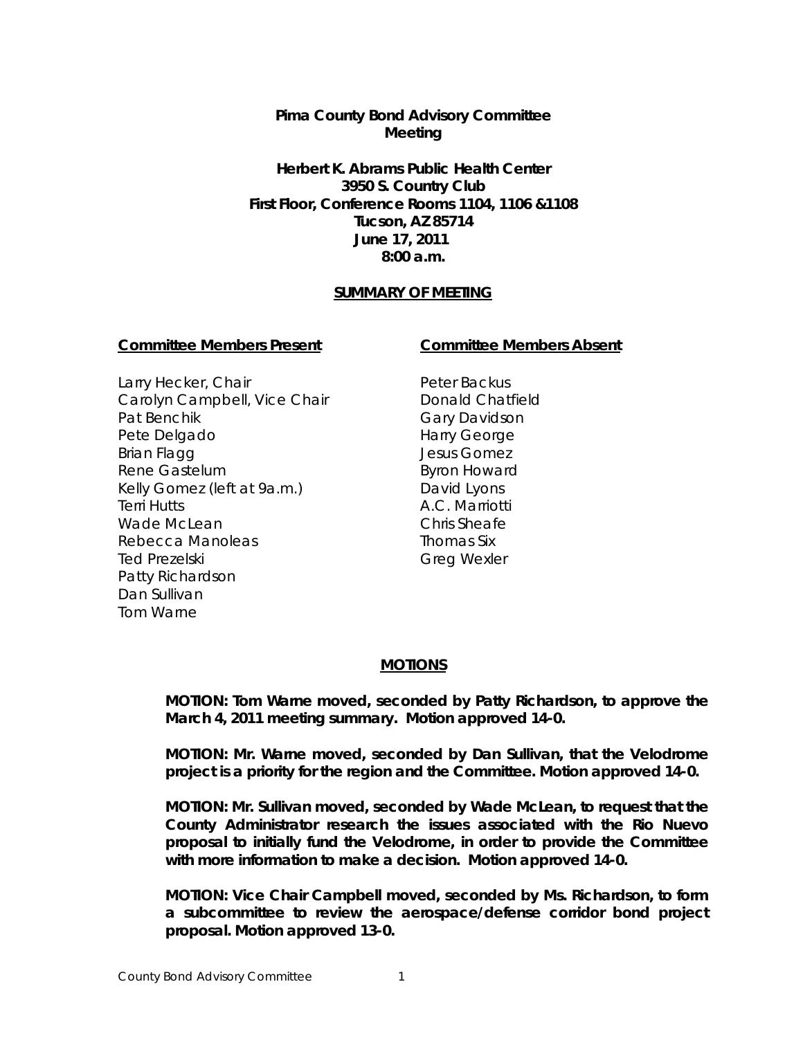**Pima County Bond Advisory Committee**
**Meeting**

**Herbert K. Abrams Public Health Center**
**3950 S. Country Club**
**First Floor, Conference Rooms 1104, 1106 &1108**
**Tucson, AZ 85714**
**June 17, 2011**
**8:00 a.m.**

**SUMMARY OF MEETING**

**Committee Members Present**

Larry Hecker, Chair
Carolyn Campbell, Vice Chair
Pat Benchik
Pete Delgado
Brian Flagg
Rene Gastelum
Kelly Gomez (left at 9a.m.)
Terri Hutts
Wade McLean
Rebecca Manoleas
Ted Prezelski
Patty Richardson
Dan Sullivan
Tom Warne

**Committee Members Absent**

Peter Backus
Donald Chatfield
Gary Davidson
Harry George
Jesus Gomez
Byron Howard
David Lyons
A.C. Marriotti
Chris Sheafe
Thomas Six
Greg Wexler

**MOTIONS**

**MOTION: Tom Warne moved, seconded by Patty Richardson, to approve the March 4, 2011 meeting summary. Motion approved 14-0.**

**MOTION: Mr. Warne moved, seconded by Dan Sullivan, that the Velodrome project is a priority for the region and the Committee. Motion approved 14-0.**

**MOTION: Mr. Sullivan moved, seconded by Wade McLean, to request that the County Administrator research the issues associated with the Rio Nuevo proposal to initially fund the Velodrome, in order to provide the Committee with more information to make a decision. Motion approved 14-0.**

**MOTION: Vice Chair Campbell moved, seconded by Ms. Richardson, to form a subcommittee to review the aerospace/defense corridor bond project proposal. Motion approved 13-0.**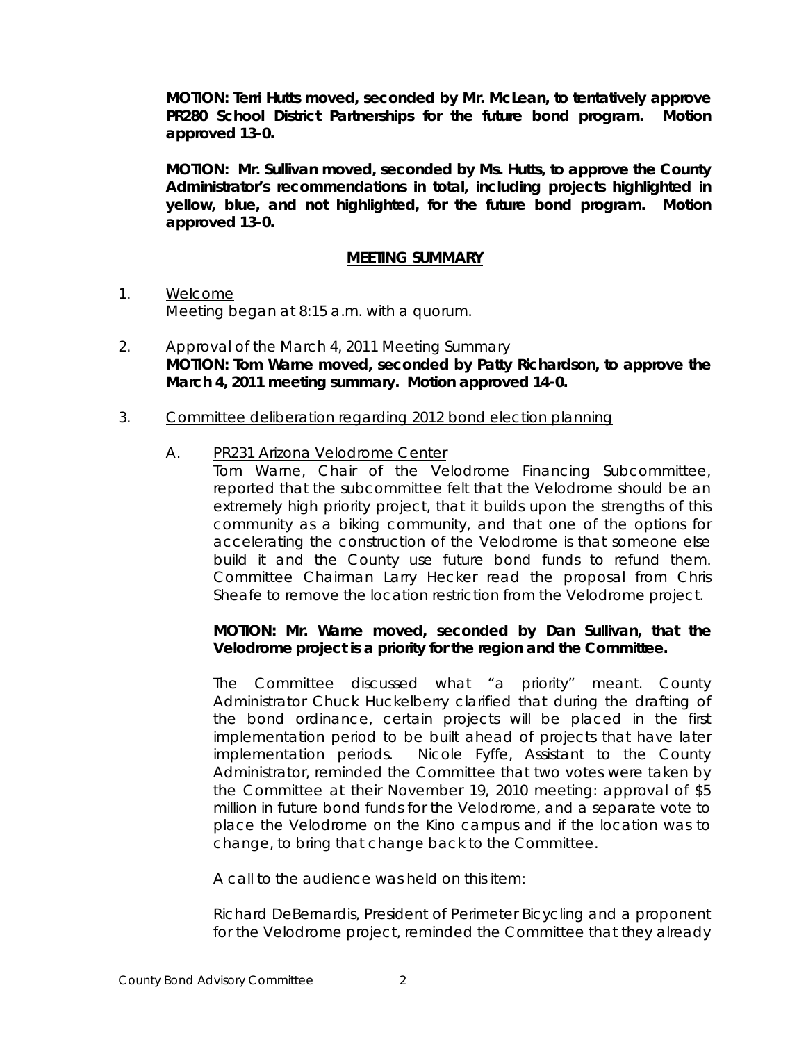**MOTION: Terri Hutts moved, seconded by Mr. McLean, to tentatively approve PR280 School District Partnerships for the future bond program. Motion approved 13-0.**

**MOTION: Mr. Sullivan moved, seconded by Ms. Hutts, to approve the County Administrator's recommendations in total, including projects highlighted in yellow, blue, and not highlighted, for the future bond program. Motion approved 13-0.**

## MEETING SUMMARY

1. Welcome
   Meeting began at 8:15 a.m. with a quorum.

2. Approval of the March 4, 2011 Meeting Summary
   **MOTION: Tom Warne moved, seconded by Patty Richardson, to approve the March 4, 2011 meeting summary. Motion approved 14-0.**

3. Committee deliberation regarding 2012 bond election planning

   A. PR231 Arizona Velodrome Center
   Tom Warne, Chair of the Velodrome Financing Subcommittee, reported that the subcommittee felt that the Velodrome should be an extremely high priority project, that it builds upon the strengths of this community as a biking community, and that one of the options for accelerating the construction of the Velodrome is that someone else build it and the County use future bond funds to refund them. Committee Chairman Larry Hecker read the proposal from Chris Sheafe to remove the location restriction from the Velodrome project.

   **MOTION: Mr. Warne moved, seconded by Dan Sullivan, that the Velodrome project is a priority for the region and the Committee.**

   The Committee discussed what "a priority" meant. County Administrator Chuck Huckelberry clarified that during the drafting of the bond ordinance, certain projects will be placed in the first implementation period to be built ahead of projects that have later implementation periods. Nicole Fyffe, Assistant to the County Administrator, reminded the Committee that two votes were taken by the Committee at their November 19, 2010 meeting: approval of $5 million in future bond funds for the Velodrome, and a separate vote to place the Velodrome on the Kino campus and if the location was to change, to bring that change back to the Committee.

   A call to the audience was held on this item:

   Richard DeBernardis, President of Perimeter Bicycling and a proponent for the Velodrome project, reminded the Committee that they already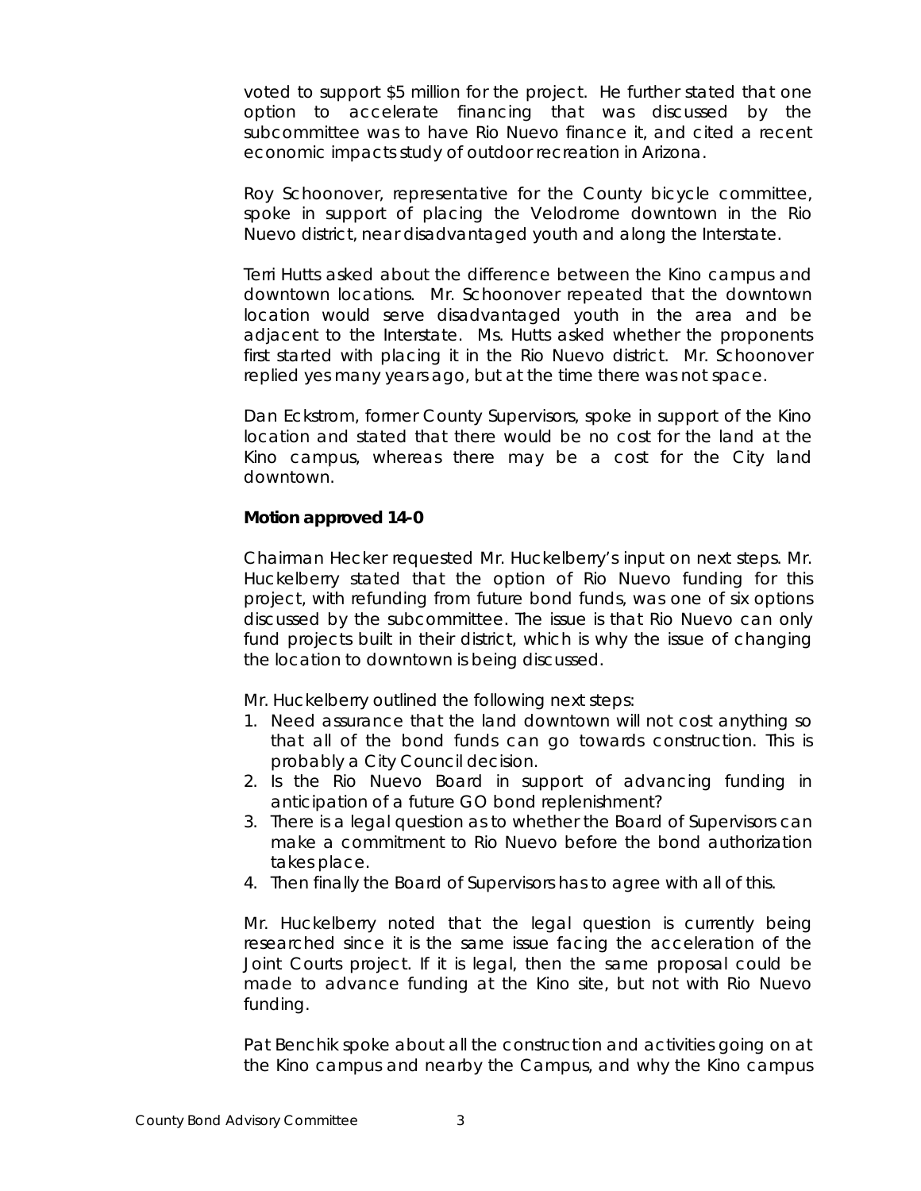voted to support $5 million for the project. He further stated that one option to accelerate financing that was discussed by the subcommittee was to have Rio Nuevo finance it, and cited a recent economic impacts study of outdoor recreation in Arizona.

Roy Schoonover, representative for the County bicycle committee, spoke in support of placing the Velodrome downtown in the Rio Nuevo district, near disadvantaged youth and along the Interstate.

Terri Hutts asked about the difference between the Kino campus and downtown locations. Mr. Schoonover repeated that the downtown location would serve disadvantaged youth in the area and be adjacent to the Interstate. Ms. Hutts asked whether the proponents first started with placing it in the Rio Nuevo district. Mr. Schoonover replied yes many years ago, but at the time there was not space.

Dan Eckstrom, former County Supervisors, spoke in support of the Kino location and stated that there would be no cost for the land at the Kino campus, whereas there may be a cost for the City land downtown.

**Motion approved 14-0**

Chairman Hecker requested Mr. Huckelberry's input on next steps. Mr. Huckelberry stated that the option of Rio Nuevo funding for this project, with refunding from future bond funds, was one of six options discussed by the subcommittee. The issue is that Rio Nuevo can only fund projects built in their district, which is why the issue of changing the location to downtown is being discussed.

Mr. Huckelberry outlined the following next steps:

1. Need assurance that the land downtown will not cost anything so that all of the bond funds can go towards construction. This is probably a City Council decision.
2. Is the Rio Nuevo Board in support of advancing funding in anticipation of a future GO bond replenishment?
3. There is a legal question as to whether the Board of Supervisors can make a commitment to Rio Nuevo before the bond authorization takes place.
4. Then finally the Board of Supervisors has to agree with all of this.

Mr. Huckelberry noted that the legal question is currently being researched since it is the same issue facing the acceleration of the Joint Courts project. If it is legal, then the same proposal could be made to advance funding at the Kino site, but not with Rio Nuevo funding.

Pat Benchik spoke about all the construction and activities going on at the Kino campus and nearby the Campus, and why the Kino campus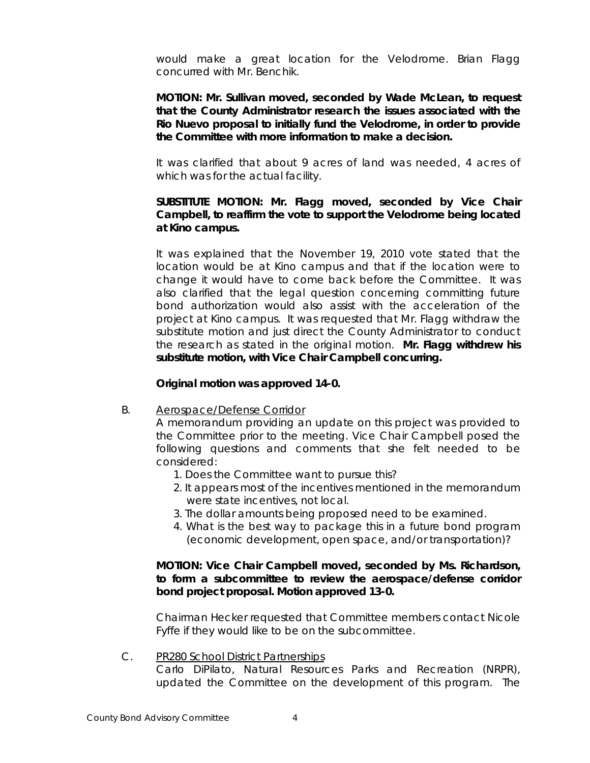would make a great location for the Velodrome. Brian Flagg concurred with Mr. Benchik.

**MOTION: Mr. Sullivan moved, seconded by Wade McLean, to request that the County Administrator research the issues associated with the Rio Nuevo proposal to initially fund the Velodrome, in order to provide the Committee with more information to make a decision.**

It was clarified that about 9 acres of land was needed, 4 acres of which was for the actual facility.

**SUBSTITUTE MOTION: Mr. Flagg moved, seconded by Vice Chair Campbell, to reaffirm the vote to support the Velodrome being located at Kino campus.**

It was explained that the November 19, 2010 vote stated that the location would be at Kino campus and that if the location were to change it would have to come back before the Committee. It was also clarified that the legal question concerning committing future bond authorization would also assist with the acceleration of the project at Kino campus. It was requested that Mr. Flagg withdraw the substitute motion and just direct the County Administrator to conduct the research as stated in the original motion. **Mr. Flagg withdrew his substitute motion, with Vice Chair Campbell concurring.**

**Original motion was approved 14-0.**

B. Aerospace/Defense Corridor

A memorandum providing an update on this project was provided to the Committee prior to the meeting. Vice Chair Campbell posed the following questions and comments that she felt needed to be considered:

1. Does the Committee want to pursue this?
2. It appears most of the incentives mentioned in the memorandum were state incentives, not local.
3. The dollar amounts being proposed need to be examined.
4. What is the best way to package this in a future bond program (economic development, open space, and/or transportation)?

**MOTION: Vice Chair Campbell moved, seconded by Ms. Richardson, to form a subcommittee to review the aerospace/defense corridor bond project proposal. Motion approved 13-0.**

Chairman Hecker requested that Committee members contact Nicole Fyffe if they would like to be on the subcommittee.

C. PR280 School District Partnerships

Carlo DiPilato, Natural Resources Parks and Recreation (NRPR), updated the Committee on the development of this program. The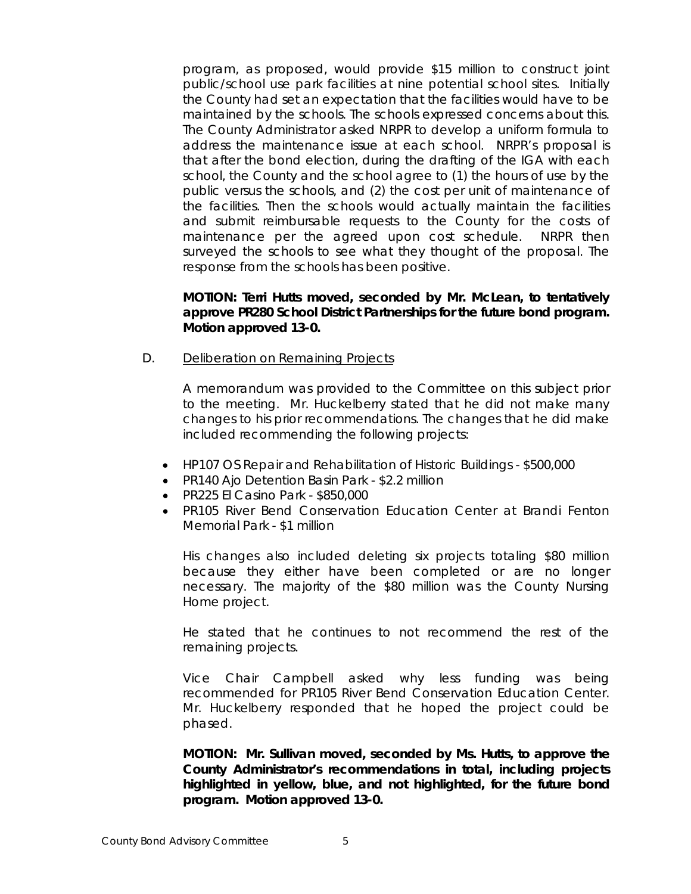program, as proposed, would provide $15 million to construct joint public/school use park facilities at nine potential school sites. Initially the County had set an expectation that the facilities would have to be maintained by the schools. The schools expressed concerns about this. The County Administrator asked NRPR to develop a uniform formula to address the maintenance issue at each school. NRPR's proposal is that after the bond election, during the drafting of the IGA with each school, the County and the school agree to (1) the hours of use by the public versus the schools, and (2) the cost per unit of maintenance of the facilities. Then the schools would actually maintain the facilities and submit reimbursable requests to the County for the costs of maintenance per the agreed upon cost schedule. NRPR then surveyed the schools to see what they thought of the proposal. The response from the schools has been positive.

**MOTION: Terri Hutts moved, seconded by Mr. McLean, to tentatively approve PR280 School District Partnerships for the future bond program. Motion approved 13-0.**

D. Deliberation on Remaining Projects

A memorandum was provided to the Committee on this subject prior to the meeting. Mr. Huckelberry stated that he did not make many changes to his prior recommendations. The changes that he did make included recommending the following projects:

- HP107 OS Repair and Rehabilitation of Historic Buildings - $500,000
- PR140 Ajo Detention Basin Park - $2.2 million
- PR225 El Casino Park - $850,000
- PR105 River Bend Conservation Education Center at Brandi Fenton Memorial Park - $1 million

His changes also included deleting six projects totaling $80 million because they either have been completed or are no longer necessary. The majority of the $80 million was the County Nursing Home project.

He stated that he continues to not recommend the rest of the remaining projects.

Vice Chair Campbell asked why less funding was being recommended for PR105 River Bend Conservation Education Center. Mr. Huckelberry responded that he hoped the project could be phased.

**MOTION: Mr. Sullivan moved, seconded by Ms. Hutts, to approve the County Administrator's recommendations in total, including projects highlighted in yellow, blue, and not highlighted, for the future bond program. Motion approved 13-0.**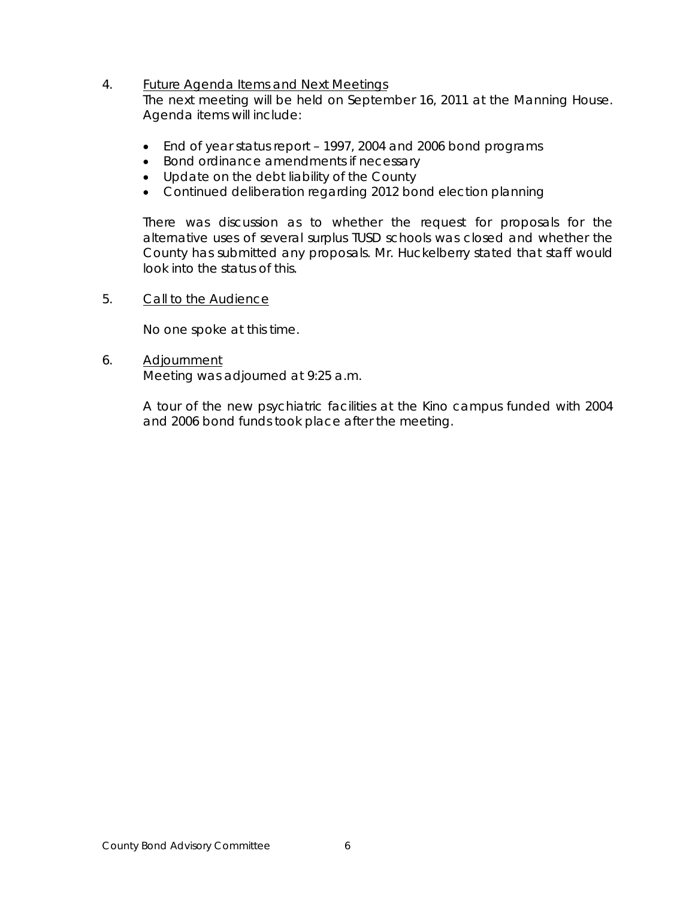4. Future Agenda Items and Next Meetings

   The next meeting will be held on September 16, 2011 at the Manning House. Agenda items will include:

   - End of year status report – 1997, 2004 and 2006 bond programs
   - Bond ordinance amendments if necessary
   - Update on the debt liability of the County
   - Continued deliberation regarding 2012 bond election planning

   There was discussion as to whether the request for proposals for the alternative uses of several surplus TUSD schools was closed and whether the County has submitted any proposals. Mr. Huckelberry stated that staff would look into the status of this.

5. Call to the Audience

   No one spoke at this time.

6. Adjournment

   Meeting was adjourned at 9:25 a.m.

   A tour of the new psychiatric facilities at the Kino campus funded with 2004 and 2006 bond funds took place after the meeting.